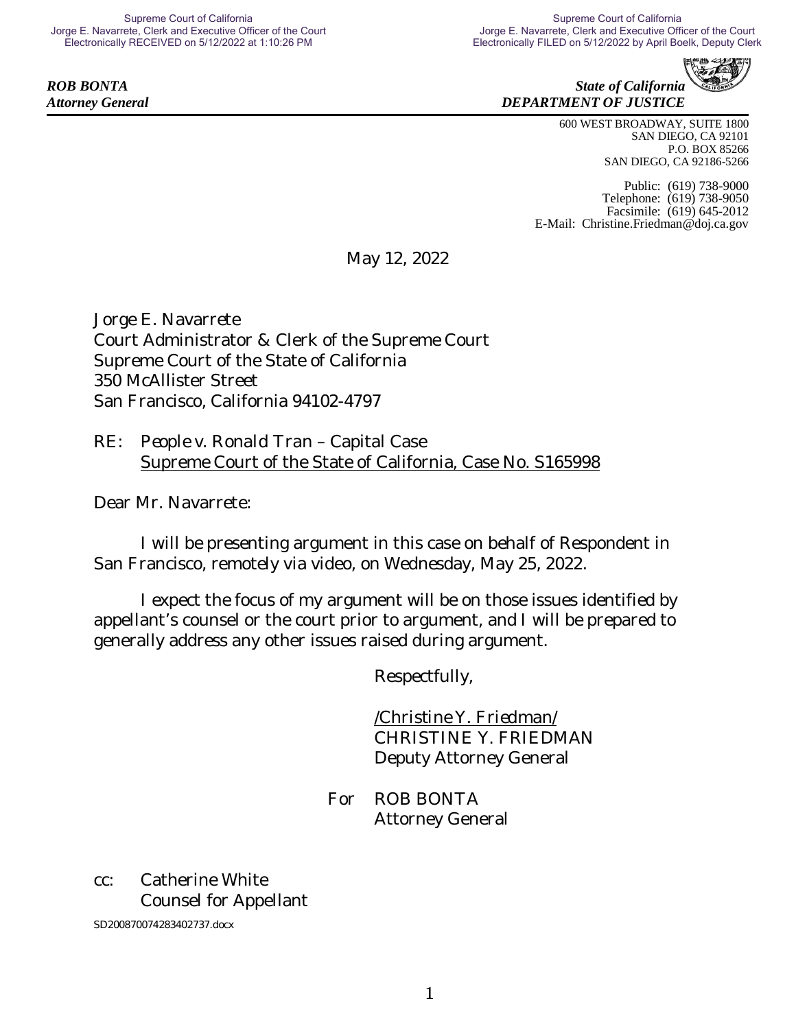Supreme Court of California
Jorge E. Navarrete, Clerk and Executive Officer of the Court
Electronically RECEIVED on 5/12/2022 at 1:10:26 PM

Supreme Court of California
Jorge E. Navarrete, Clerk and Executive Officer of the Court
Electronically FILED on 5/12/2022 by April Boelk, Deputy Clerk

***ROB BONTA***
***Attorney General***

***State of California***
***DEPARTMENT OF JUSTICE***

600 WEST BROADWAY, SUITE 1800
SAN DIEGO, CA 92101
P.O. BOX 85266
SAN DIEGO, CA 92186-5266

Public: (619) 738-9000
Telephone: (619) 738-9050
Facsimile: (619) 645-2012
E-Mail: Christine.Friedman@doj.ca.gov

May 12, 2022

Jorge E. Navarrete
Court Administrator & Clerk of the Supreme Court
Supreme Court of the State of California
350 McAllister Street
San Francisco, California 94102-4797

RE: *People v. Ronald Tran* – Capital Case
Supreme Court of the State of California, Case No. S165998

Dear Mr. Navarrete:

I will be presenting argument in this case on behalf of Respondent in San Francisco, remotely via video, on Wednesday, May 25, 2022.

I expect the focus of my argument will be on those issues identified by appellant's counsel or the court prior to argument, and I will be prepared to generally address any other issues raised during argument.

Respectfully,

/Christine Y. Friedman/
CHRISTINE Y. FRIEDMAN
Deputy Attorney General

For ROB BONTA
Attorney General

cc: Catherine White
Counsel for Appellant

SD200870074283402737.docx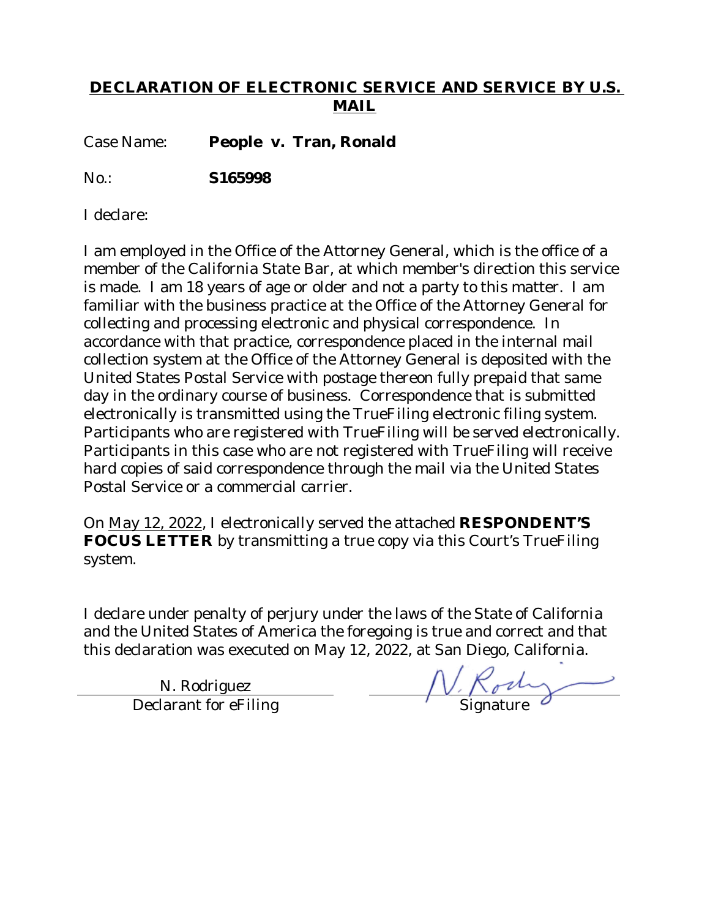## **DECLARATION OF ELECTRONIC SERVICE AND SERVICE BY U.S. MAIL**

Case Name: **People v. Tran, Ronald**

No.: **S165998**

I declare:

I am employed in the Office of the Attorney General, which is the office of a member of the California State Bar, at which member's direction this service is made. I am 18 years of age or older and not a party to this matter. I am familiar with the business practice at the Office of the Attorney General for collecting and processing electronic and physical correspondence. In accordance with that practice, correspondence placed in the internal mail collection system at the Office of the Attorney General is deposited with the United States Postal Service with postage thereon fully prepaid that same day in the ordinary course of business. Correspondence that is submitted electronically is transmitted using the TrueFiling electronic filing system. Participants who are registered with TrueFiling will be served electronically. Participants in this case who are not registered with TrueFiling will receive hard copies of said correspondence through the mail via the United States Postal Service or a commercial carrier.

On May 12, 2022, I electronically served the attached **RESPONDENT'S FOCUS LETTER** by transmitting a true copy via this Court's TrueFiling system.

I declare under penalty of perjury under the laws of the State of California and the United States of America the foregoing is true and correct and that this declaration was executed on May 12, 2022, at San Diego, California.

| N. Rodriguez | N. Rodriguez |
|---|---|
| Declarant for eFiling | Signature |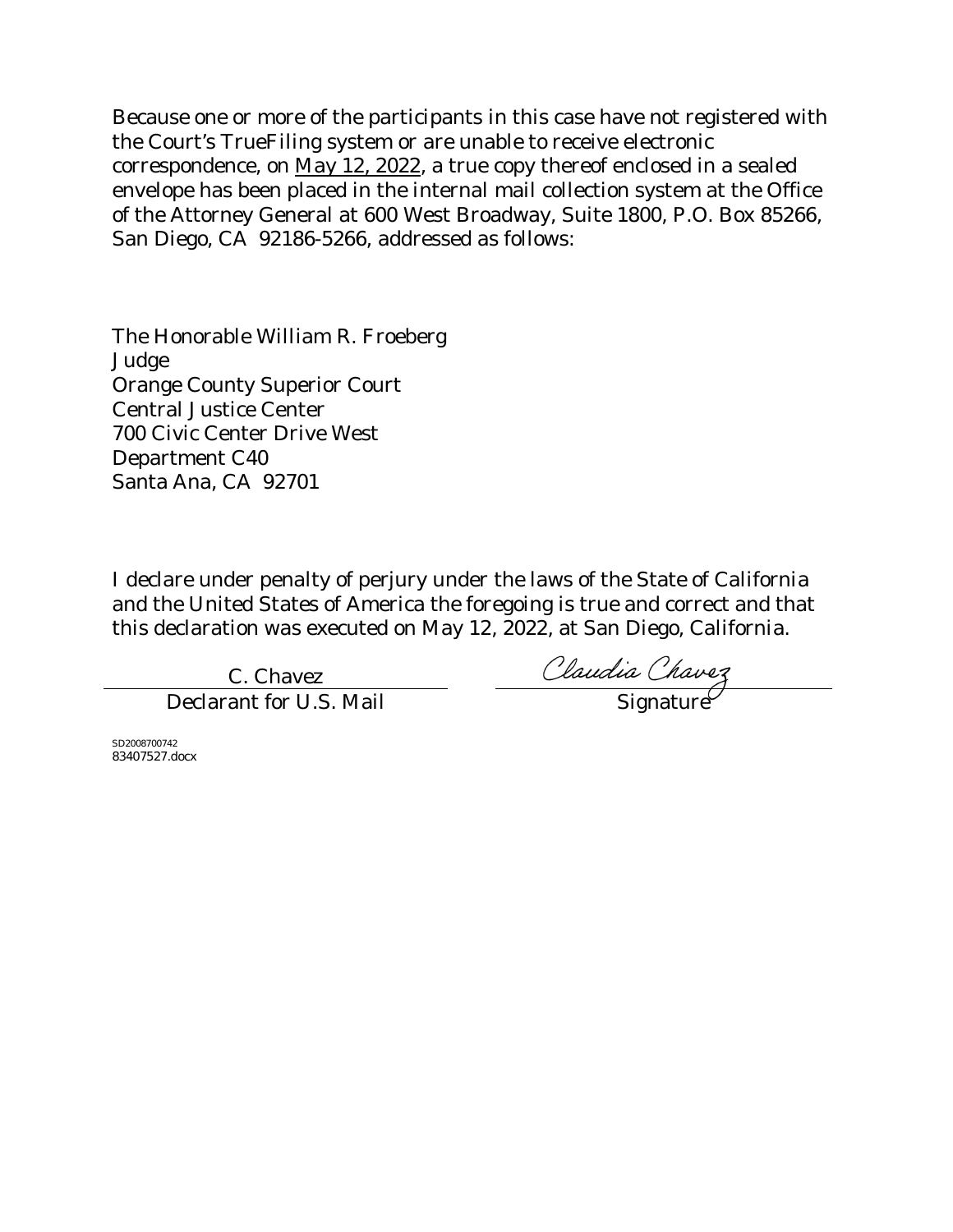Because one or more of the participants in this case have not registered with the Court's TrueFiling system or are unable to receive electronic correspondence, on May 12, 2022, a true copy thereof enclosed in a sealed envelope has been placed in the internal mail collection system at the Office of the Attorney General at 600 West Broadway, Suite 1800, P.O. Box 85266, San Diego, CA 92186-5266, addressed as follows:

The Honorable William R. Froeberg
Judge
Orange County Superior Court
Central Justice Center
700 Civic Center Drive West
Department C40
Santa Ana, CA 92701

I declare under penalty of perjury under the laws of the State of California and the United States of America the foregoing is true and correct and that this declaration was executed on May 12, 2022, at San Diego, California.

| C. Chavez | Claudia Chavez |
|---|---|
| Declarant for U.S. Mail | Signature |

SD2008700742
83407527.docx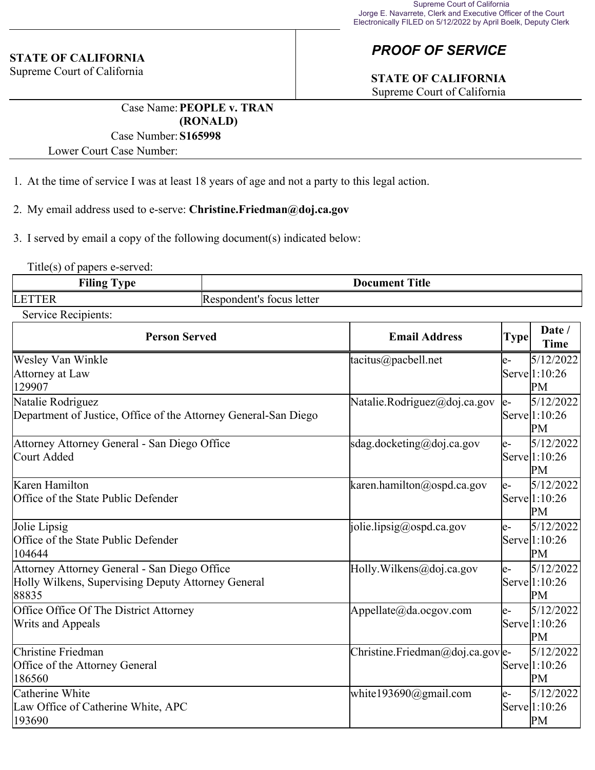Supreme Court of California
Jorge E. Navarrete, Clerk and Executive Officer of the Court
Electronically FILED on 5/12/2022 by April Boelk, Deputy Clerk

**STATE OF CALIFORNIA**
Supreme Court of California

## *PROOF OF SERVICE*

**STATE OF CALIFORNIA**
Supreme Court of California

Case Name: **PEOPLE v. TRAN (RONALD)**
Case Number: **S165998**
Lower Court Case Number:

1. At the time of service I was at least 18 years of age and not a party to this legal action.

2. My email address used to e-serve: **Christine.Friedman@doj.ca.gov**

3. I served by email a copy of the following document(s) indicated below:

Title(s) of papers e-served:

| Filing Type | Document Title |
|---|---|
| LETTER | Respondent's focus letter |

Service Recipients:

| Person Served | Email Address | Type | Date / Time |
|---|---|---|---|
| Wesley Van Winkle<br>Attorney at Law<br>129907 | tacitus@pacbell.net | e-Serve | 5/12/2022 1:10:26 PM |
| Natalie Rodriguez<br>Department of Justice, Office of the Attorney General-San Diego | Natalie.Rodriguez@doj.ca.gov | e-Serve | 5/12/2022 1:10:26 PM |
| Attorney Attorney General - San Diego Office<br>Court Added | sdag.docketing@doj.ca.gov | e-Serve | 5/12/2022 1:10:26 PM |
| Karen Hamilton<br>Office of the State Public Defender | karen.hamilton@ospd.ca.gov | e-Serve | 5/12/2022 1:10:26 PM |
| Jolie Lipsig<br>Office of the State Public Defender<br>104644 | jolie.lipsig@ospd.ca.gov | e-Serve | 5/12/2022 1:10:26 PM |
| Attorney Attorney General - San Diego Office<br>Holly Wilkens, Supervising Deputy Attorney General<br>88835 | Holly.Wilkens@doj.ca.gov | e-Serve | 5/12/2022 1:10:26 PM |
| Office Office Of The District Attorney<br>Writs and Appeals | Appellate@da.ocgov.com | e-Serve | 5/12/2022 1:10:26 PM |
| Christine Friedman<br>Office of the Attorney General<br>186560 | Christine.Friedman@doj.ca.gov | e-Serve | 5/12/2022 1:10:26 PM |
| Catherine White<br>Law Office of Catherine White, APC<br>193690 | white193690@gmail.com | e-Serve | 5/12/2022 1:10:26 PM |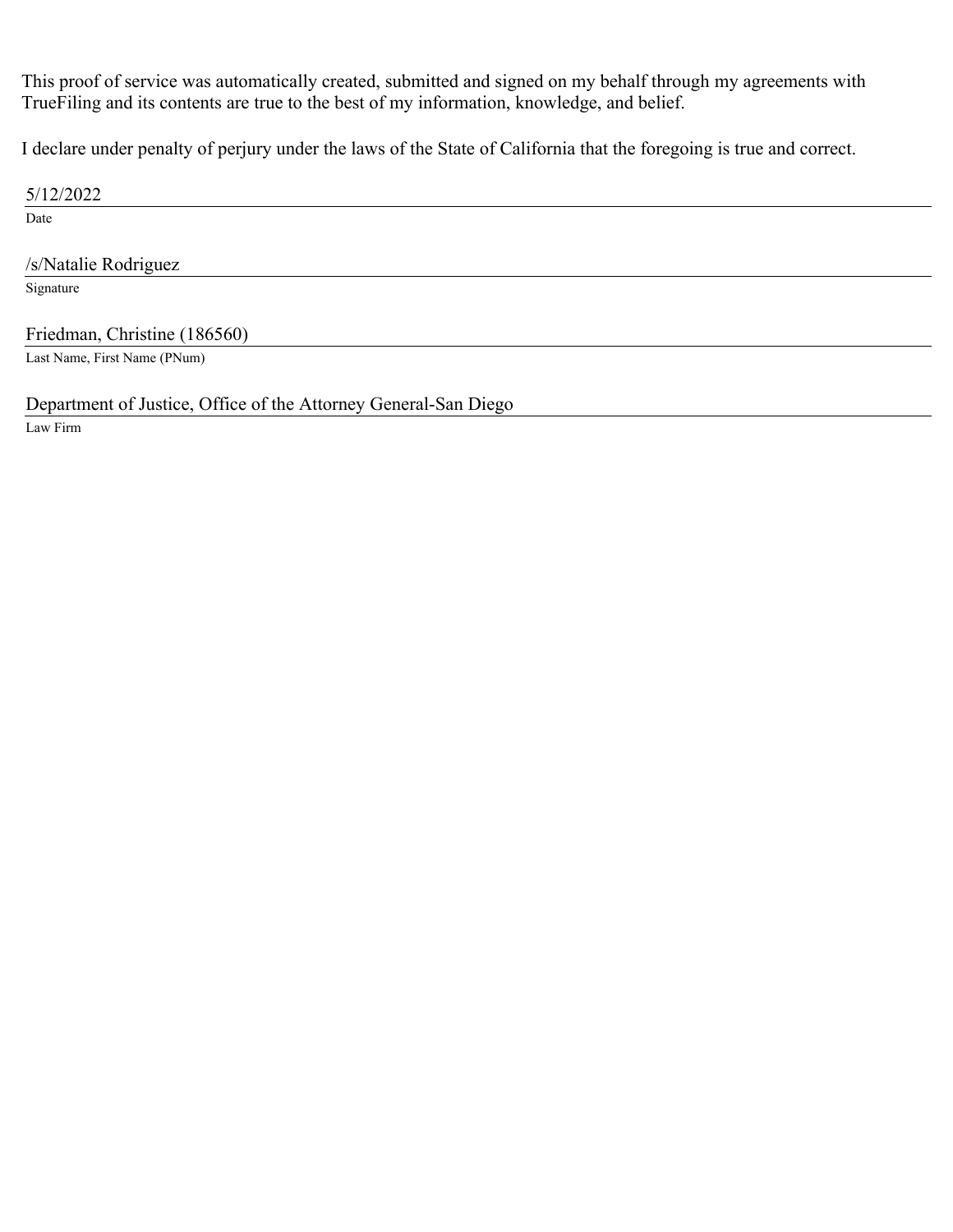This proof of service was automatically created, submitted and signed on my behalf through my agreements with TrueFiling and its contents are true to the best of my information, knowledge, and belief.

I declare under penalty of perjury under the laws of the State of California that the foregoing is true and correct.

5/12/2022

Date

/s/Natalie Rodriguez

Signature

Friedman, Christine (186560)

Last Name, First Name (PNum)

Department of Justice, Office of the Attorney General-San Diego

Law Firm